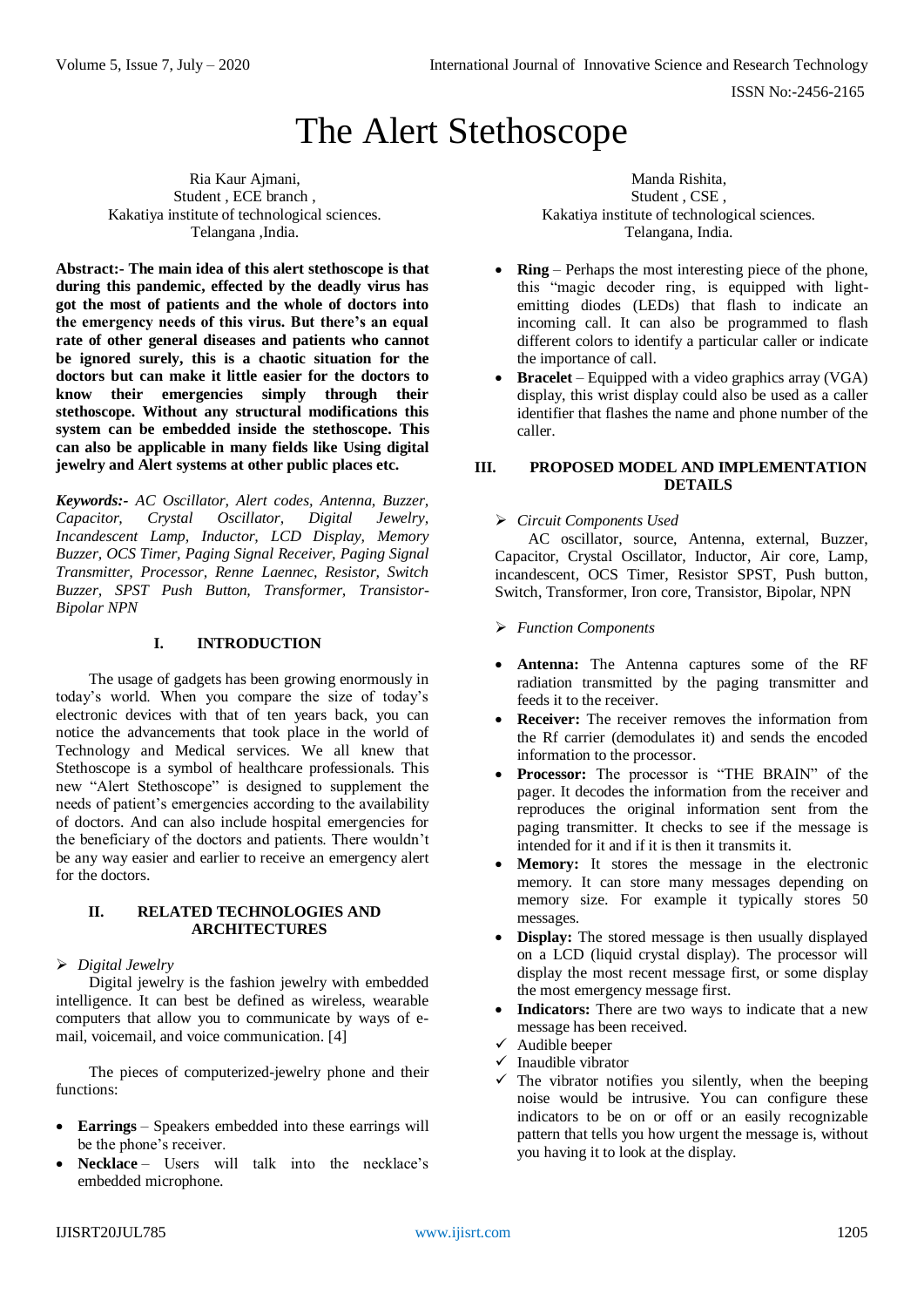# The Alert Stethoscope

Ria Kaur Ajmani,
Student , ECE branch ,
Kakatiya institute of technological sciences.
Telangana ,India.

Manda Rishita,
Student , CSE ,
Kakatiya institute of technological sciences.
Telangana, India.

**Abstract:- The main idea of this alert stethoscope is that during this pandemic, effected by the deadly virus has got the most of patients and the whole of doctors into the emergency needs of this virus. But there's an equal rate of other general diseases and patients who cannot be ignored surely, this is a chaotic situation for the doctors but can make it little easier for the doctors to know their emergencies simply through their stethoscope. Without any structural modifications this system can be embedded inside the stethoscope. This can also be applicable in many fields like Using digital jewelry and Alert systems at other public places etc.**

***Keywords:-** AC Oscillator, Alert codes, Antenna, Buzzer, Capacitor, Crystal Oscillator, Digital Jewelry, Incandescent Lamp, Inductor, LCD Display, Memory Buzzer, OCS Timer, Paging Signal Receiver, Paging Signal Transmitter, Processor, Renne Laennec, Resistor, Switch Buzzer, SPST Push Button, Transformer, Transistor-Bipolar NPN*

## I. INTRODUCTION

The usage of gadgets has been growing enormously in today's world. When you compare the size of today's electronic devices with that of ten years back, you can notice the advancements that took place in the world of Technology and Medical services. We all knew that Stethoscope is a symbol of healthcare professionals. This new "Alert Stethoscope" is designed to supplement the needs of patient's emergencies according to the availability of doctors. And can also include hospital emergencies for the beneficiary of the doctors and patients. There wouldn't be any way easier and earlier to receive an emergency alert for the doctors.

## II. RELATED TECHNOLOGIES AND ARCHITECTURES

➢ *Digital Jewelry*

Digital jewelry is the fashion jewelry with embedded intelligence. It can best be defined as wireless, wearable computers that allow you to communicate by ways of e-mail, voicemail, and voice communication. [4]

The pieces of computerized-jewelry phone and their functions:

- **Earrings** – Speakers embedded into these earrings will be the phone's receiver.
- **Necklace** – Users will talk into the necklace's embedded microphone.
- **Ring** – Perhaps the most interesting piece of the phone, this "magic decoder ring, is equipped with light-emitting diodes (LEDs) that flash to indicate an incoming call. It can also be programmed to flash different colors to identify a particular caller or indicate the importance of call.
- **Bracelet** – Equipped with a video graphics array (VGA) display, this wrist display could also be used as a caller identifier that flashes the name and phone number of the caller.

## III. PROPOSED MODEL AND IMPLEMENTATION DETAILS

➢ *Circuit Components Used*

AC oscillator, source, Antenna, external, Buzzer, Capacitor, Crystal Oscillator, Inductor, Air core, Lamp, incandescent, OCS Timer, Resistor SPST, Push button, Switch, Transformer, Iron core, Transistor, Bipolar, NPN

➢ *Function Components*

- **Antenna:** The Antenna captures some of the RF radiation transmitted by the paging transmitter and feeds it to the receiver.
- **Receiver:** The receiver removes the information from the Rf carrier (demodulates it) and sends the encoded information to the processor.
- **Processor:** The processor is "THE BRAIN" of the pager. It decodes the information from the receiver and reproduces the original information sent from the paging transmitter. It checks to see if the message is intended for it and if it is then it transmits it.
- **Memory:** It stores the message in the electronic memory. It can store many messages depending on memory size. For example it typically stores 50 messages.
- **Display:** The stored message is then usually displayed on a LCD (liquid crystal display). The processor will display the most recent message first, or some display the most emergency message first.
- **Indicators:** There are two ways to indicate that a new message has been received.

✓ Audible beeper
✓ Inaudible vibrator
✓ The vibrator notifies you silently, when the beeping noise would be intrusive. You can configure these indicators to be on or off or an easily recognizable pattern that tells you how urgent the message is, without you having it to look at the display.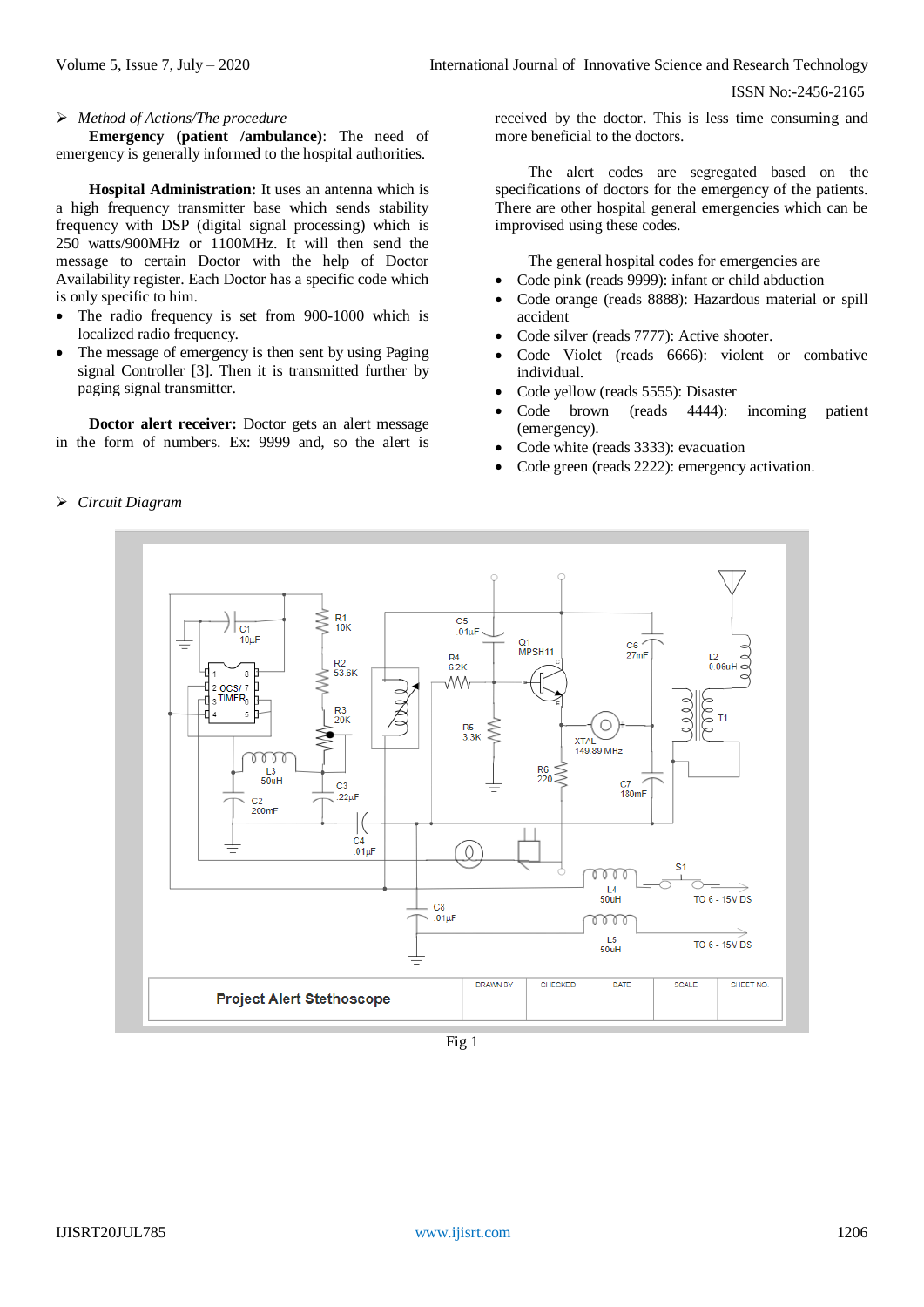➢ *Method of Actions/The procedure*

**Emergency (patient /ambulance)**: The need of emergency is generally informed to the hospital authorities.

**Hospital Administration:** It uses an antenna which is a high frequency transmitter base which sends stability frequency with DSP (digital signal processing) which is 250 watts/900MHz or 1100MHz. It will then send the message to certain Doctor with the help of Doctor Availability register. Each Doctor has a specific code which is only specific to him.

- The radio frequency is set from 900-1000 which is localized radio frequency.
- The message of emergency is then sent by using Paging signal Controller [3]. Then it is transmitted further by paging signal transmitter.

**Doctor alert receiver:** Doctor gets an alert message in the form of numbers. Ex: 9999 and, so the alert is received by the doctor. This is less time consuming and more beneficial to the doctors.

The alert codes are segregated based on the specifications of doctors for the emergency of the patients. There are other hospital general emergencies which can be improvised using these codes.

The general hospital codes for emergencies are

- Code pink (reads 9999): infant or child abduction
- Code orange (reads 8888): Hazardous material or spill accident
- Code silver (reads 7777): Active shooter.
- Code Violet (reads 6666): violent or combative individual.
- Code yellow (reads 5555): Disaster
- Code brown (reads 4444): incoming patient (emergency).
- Code white (reads 3333): evacuation
- Code green (reads 2222): emergency activation.

➢ *Circuit Diagram*

Fig 1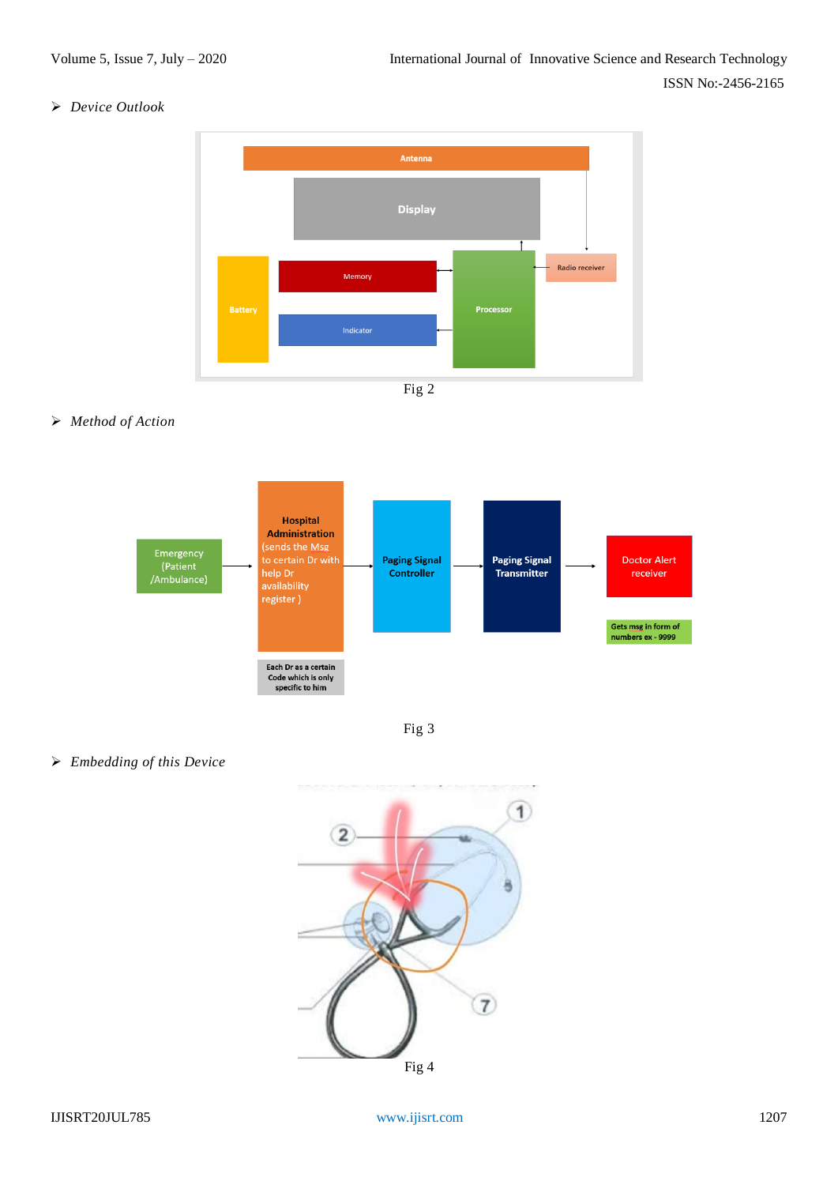- *Device Outlook*

Antenna

Display

Battery

Memory

Indicator

Processor

Radio receiver

Fig 2

- *Method of Action*

Emergency (Patient /Ambulance)

Hospital Administration (sends the Msg to certain Dr with help Dr availability register )

Each Dr as a certain Code which is only specific to him

Paging Signal Controller

Paging Signal Transmitter

Doctor Alert receiver

Gets msg in form of numbers ex - 9999

Fig 3

- *Embedding of this Device*

Fig 4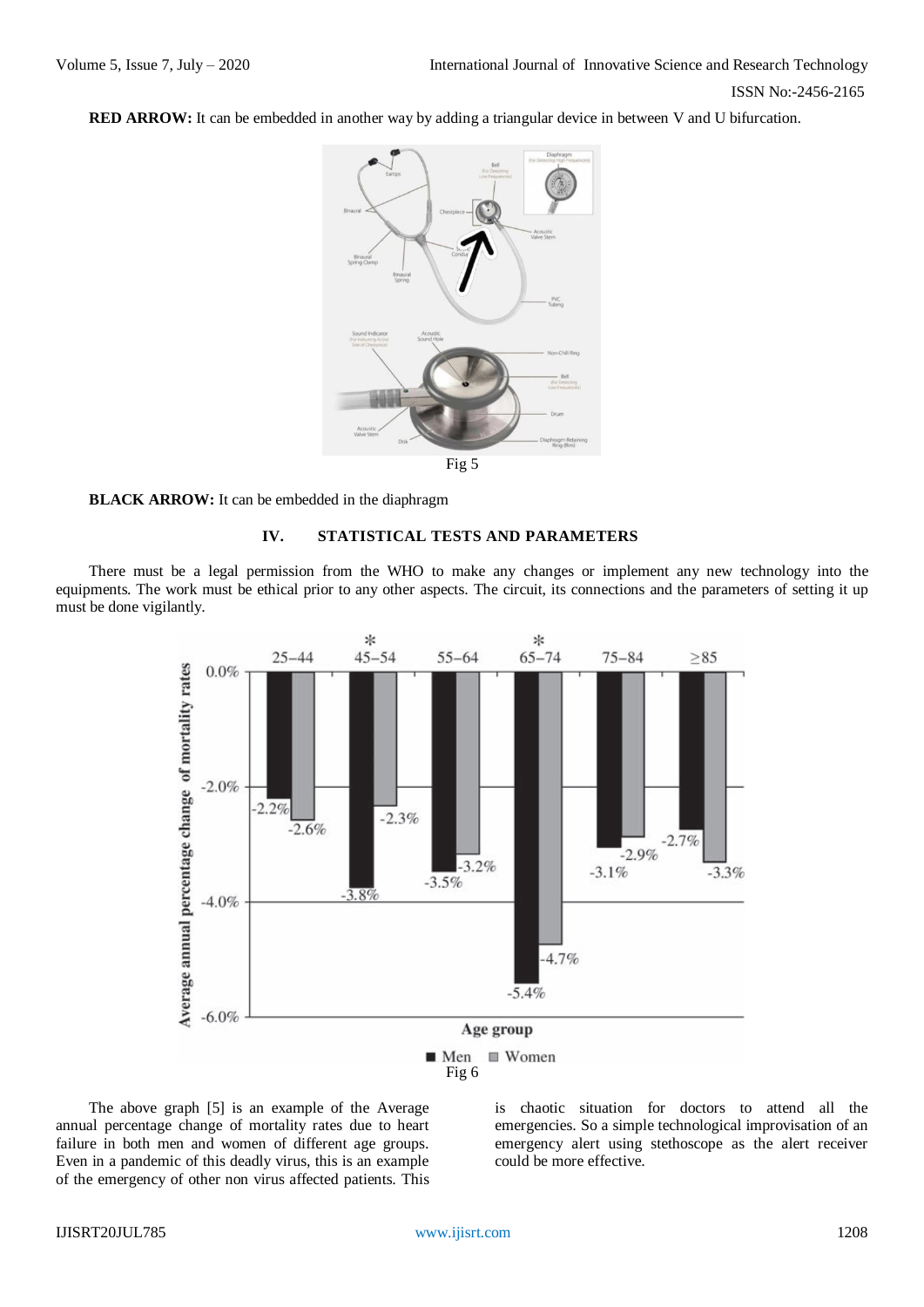**RED ARROW:** It can be embedded in another way by adding a triangular device in between V and U bifurcation.

Fig 5

**BLACK ARROW:** It can be embedded in the diaphragm

## IV. STATISTICAL TESTS AND PARAMETERS

There must be a legal permission from the WHO to make any changes or implement any new technology into the equipments. The work must be ethical prior to any other aspects. The circuit, its connections and the parameters of setting it up must be done vigilantly.

Fig 6

The above graph [5] is an example of the Average annual percentage change of mortality rates due to heart failure in both men and women of different age groups. Even in a pandemic of this deadly virus, this is an example of the emergency of other non virus affected patients. This is chaotic situation for doctors to attend all the emergencies. So a simple technological improvisation of an emergency alert using stethoscope as the alert receiver could be more effective.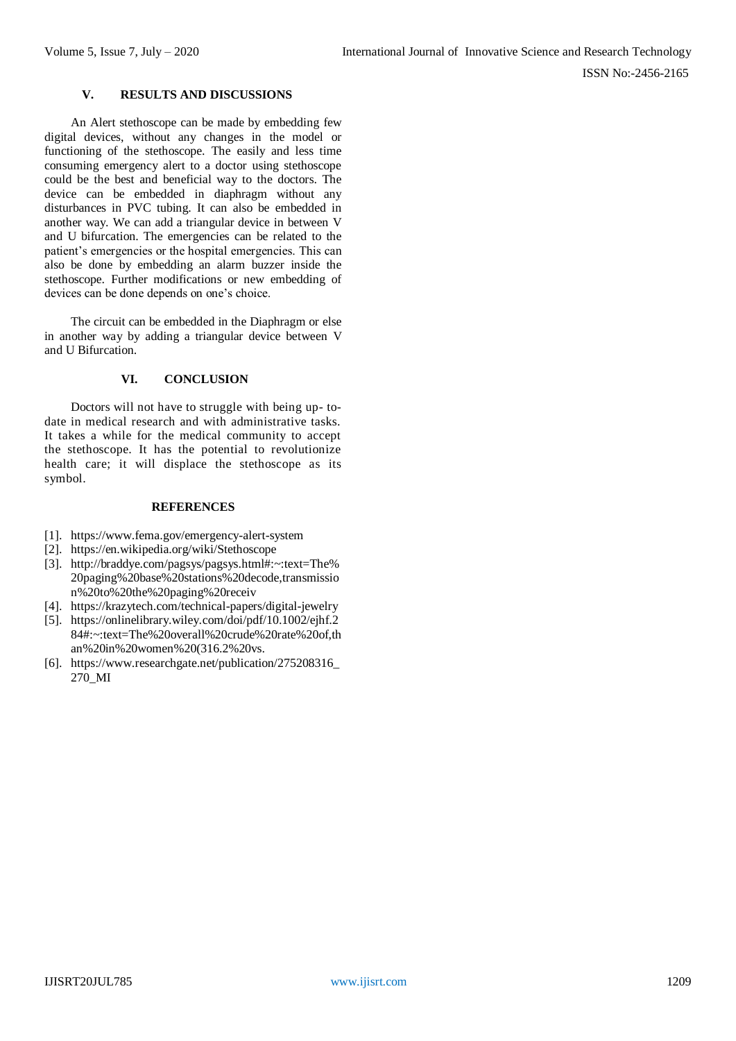## V. RESULTS AND DISCUSSIONS

An Alert stethoscope can be made by embedding few digital devices, without any changes in the model or functioning of the stethoscope. The easily and less time consuming emergency alert to a doctor using stethoscope could be the best and beneficial way to the doctors. The device can be embedded in diaphragm without any disturbances in PVC tubing. It can also be embedded in another way. We can add a triangular device in between V and U bifurcation. The emergencies can be related to the patient's emergencies or the hospital emergencies. This can also be done by embedding an alarm buzzer inside the stethoscope. Further modifications or new embedding of devices can be done depends on one's choice.

The circuit can be embedded in the Diaphragm or else in another way by adding a triangular device between V and U Bifurcation.

## VI. CONCLUSION

Doctors will not have to struggle with being up- to-date in medical research and with administrative tasks. It takes a while for the medical community to accept the stethoscope. It has the potential to revolutionize health care; it will displace the stethoscope as its symbol.

## REFERENCES

- [1]. https://www.fema.gov/emergency-alert-system
- [2]. https://en.wikipedia.org/wiki/Stethoscope
- [3]. http://braddye.com/pagsys/pagsys.html#:~:text=The%20paging%20base%20stations%20decode,transmission%20to%20the%20paging%20receiv
- [4]. https://krazytech.com/technical-papers/digital-jewelry
- [5]. https://onlinelibrary.wiley.com/doi/pdf/10.1002/ejhf.284#:~:text=The%20overall%20crude%20rate%20of,than%20in%20women%20(316.2%20vs.
- [6]. https://www.researchgate.net/publication/275208316_270_MI